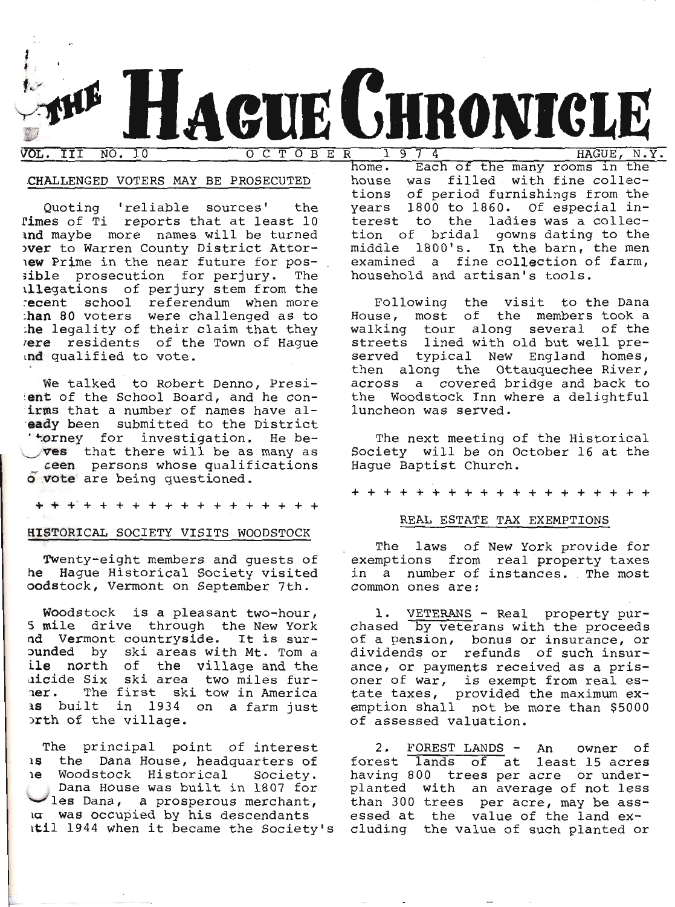# THE HAGUE CHRONICLE

VOL. III NO. 10 — OCTOBER 1974 — HAGUE, N.Y.

## CHALLENGED VOTERS MAY BE PROSECUTED

Quoting 'reliable sources' the Times of Ti reports that at least 10 and maybe more names will be turned over to Warren County District Attorney Prime in the near future for possible prosecution for perjury. The allegations of perjury stem from the recent school referendum when more than 80 voters were challenged as to the legality of their claim that they were residents of the Town of Hague and qualified to vote.

We talked to Robert Denno, President of the School Board, and he confirms that a number of names have already been submitted to the District Attorney for investigation. He believes that there will be as many as _teen persons whose qualifications to vote are being questioned.

+ + + + + + + + + + + + + + + + + + +

## HISTORICAL SOCIETY VISITS WOODSTOCK

Twenty-eight members and guests of the Hague Historical Society visited Woodstock, Vermont on September 7th.

Woodstock is a pleasant two-hour, 5 mile drive through the New York and Vermont countryside. It is surrounded by ski areas with Mt. Tom a mile north of the village and the Suicide Six ski area two miles further. The first ski tow in America was built in 1934 on a farm just north of the village.

The principal point of interest is the Dana House, headquarters of the Woodstock Historical Society. Dana House was built in 1807 for Charles Dana, a prosperous merchant, and was occupied by his descendants until 1944 when it became the Society's home. Each of the many rooms in the house was filled with fine collections of period furnishings from the years 1800 to 1860. Of especial interest to the ladies was a collection of bridal gowns dating to the middle 1800's. In the barn, the men examined a fine collection of farm, household and artisan's tools.

Following the visit to the Dana House, most of the members took a walking tour along several of the streets lined with old but well preserved typical New England homes, then along the Ottauquechee River, across a covered bridge and back to the Woodstock Inn where a delightful luncheon was served.

The next meeting of the Historical Society will be on October 16 at the Hague Baptist Church.

+ + + + + + + + + + + + + + + + + + + +

## REAL ESTATE TAX EXEMPTIONS

The laws of New York provide for exemptions from real property taxes in a number of instances. The most common ones are:

1. VETERANS - Real property purchased by veterans with the proceeds of a pension, bonus or insurance, or dividends or refunds of such insurance, or payments received as a prisoner of war, is exempt from real estate taxes, provided the maximum exemption shall not be more than $5000 of assessed valuation.

2. FOREST LANDS - An owner of forest lands of at least 15 acres having 800 trees per acre or underplanted with an average of not less than 300 trees per acre, may be assessed at the value of the land excluding the value of such planted or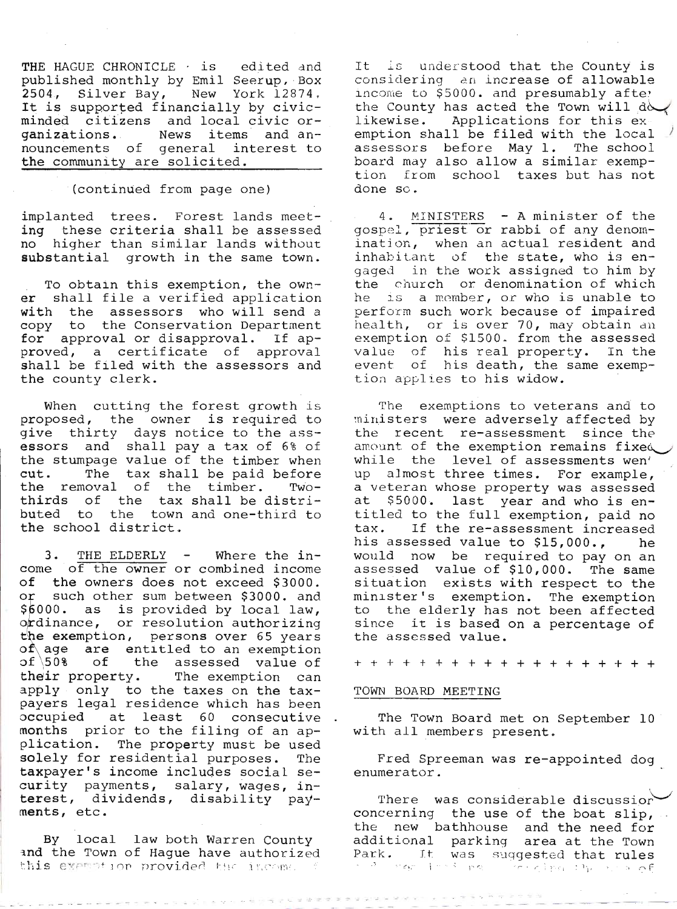THE HAGUE CHRONICLE is edited and published monthly by Emil Seerup, Box 2504, Silver Bay, New York 12874. It is supported financially by civic-minded citizens and local civic organizations. News items and announcements of general interest to the community are solicited.

(continued from page one)

implanted trees. Forest lands meeting these criteria shall be assessed no higher than similar lands without substantial growth in the same town.

To obtain this exemption, the owner shall file a verified application with the assessors who will send a copy to the Conservation Department for approval or disapproval. If approved, a certificate of approval shall be filed with the assessors and the county clerk.

When cutting the forest growth is proposed, the owner is required to give thirty days notice to the assessors and shall pay a tax of 6% of the stumpage value of the timber when cut. The tax shall be paid before the removal of the timber. Two-thirds of the tax shall be distributed to the town and one-third to the school district.

3. THE ELDERLY - Where the income of the owner or combined income of the owners does not exceed $3000. or such other sum between $3000. and $6000. as is provided by local law, ordinance, or resolution authorizing the exemption, persons over 65 years of age are entitled to an exemption of 50% of the assessed value of their property. The exemption can apply only to the taxes on the taxpayers legal residence which has been occupied at least 60 consecutive months prior to the filing of an application. The property must be used solely for residential purposes. The taxpayer's income includes social security payments, salary, wages, interest, dividends, disability payments, etc.

By local law both Warren County and the Town of Hague have authorized this exemption provided the income

It is understood that the County is considering an increase of allowable income to $5000. and presumably after the County has acted the Town will do likewise. Applications for this exemption shall be filed with the local assessors before May 1. The school board may also allow a similar exemption from school taxes but has not done so.

4. MINISTERS - A minister of the gospel, priest or rabbi of any denomination, when an actual resident and inhabitant of the state, who is engaged in the work assigned to him by the church or denomination of which he is a member, or who is unable to perform such work because of impaired health, or is over 70, may obtain an exemption of $1500. from the assessed value of his real property. In the event of his death, the same exemption applies to his widow.

The exemptions to veterans and to ministers were adversely affected by the recent re-assessment since the amount of the exemption remains fixed while the level of assessments went up almost three times. For example, a veteran whose property was assessed at $5000. last year and who is entitled to the full exemption, paid no tax. If the re-assessment increased his assessed value to $15,000., he would now be required to pay on an assessed value of $10,000. The same situation exists with respect to the minister's exemption. The exemption to the elderly has not been affected since it is based on a percentage of the assessed value.

+ + + + + + + + + + + + + + + + + + +

## TOWN BOARD MEETING

The Town Board met on September 10 with all members present.

Fred Spreeman was re-appointed dog enumerator.

There was considerable discussion concerning the use of the boat slip, the new bathhouse and the need for additional parking area at the Town Park. It was suggested that rules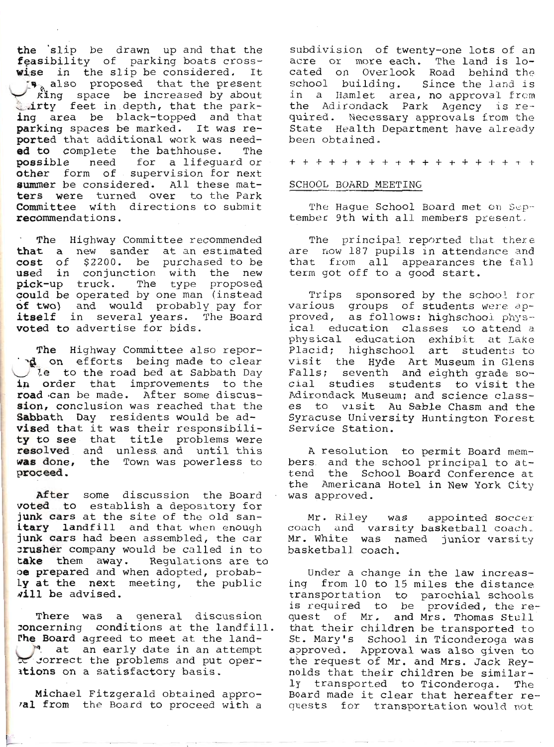the slip be drawn up and that the feasibility of parking boats crosswise in the slip be considered. It was also proposed that the present parking space be increased by about thirty feet in depth, that the parking area be black-topped and that parking spaces be marked. It was reported that additional work was needed to complete the bathhouse. The possible need for a lifeguard or other form of supervision for next summer be considered. All these matters were turned over to the Park Committee with directions to submit recommendations.

The Highway Committee recommended that a new sander at an estimated cost of $2200. be purchased to be used in conjunction with the new pick-up truck. The type proposed could be operated by one man (instead of two) and would probably pay for itself in several years. The Board voted to advertise for bids.

The Highway Committee also reported on efforts being made to clear title to the road bed at Sabbath Day in order that improvements to the road can be made. After some discussion, conclusion was reached that the Sabbath Day residents would be advised that it was their responsibility to see that title problems were resolved and unless and until this was done, the Town was powerless to proceed.

After some discussion the Board voted to establish a depository for junk cars at the site of the old sanitary landfill and that when enough junk cars had been assembled, the car crusher company would be called in to take them away. Regulations are to be prepared and when adopted, probably at the next meeting, the public will be advised.

There was a general discussion concerning conditions at the landfill. The Board agreed to meet at the landfill at an early date in an attempt to correct the problems and put operations on a satisfactory basis.

Michael Fitzgerald obtained approval from the Board to proceed with a subdivision of twenty-one lots of an acre or more each. The land is located on Overlook Road behind the school building. Since the land is in a Hamlet area, no approval from the Adirondack Park Agency is required. Necessary approvals from the State Health Department have already been obtained.

+ + + + + + + + + + + + + + + + + + +

## SCHOOL BOARD MEETING

The Hague School Board met on September 9th with all members present.

The principal reported that there are now 187 pupils in attendance and that from all appearances the fall term got off to a good start.

Trips sponsored by the school for various groups of students were approved, as follows: highschool physical education classes to attend a physical education exhibit at Lake Placid; highschool art students to visit the Hyde Art Museum in Glens Falls; seventh and eighth grade social studies students to visit the Adirondack Museum; and science classes to visit Au Sable Chasm and the Syracuse University Huntington Forest Service Station.

A resolution to permit Board members and the school principal to attend the School Board Conference at the Americana Hotel in New York City was approved.

Mr. Riley was appointed soccer coach and varsity basketball coach. Mr. White was named junior varsity basketball coach.

Under a change in the law increasing from 10 to 15 miles the distance transportation to parochial schools is required to be provided, the request of Mr. and Mrs. Thomas Stull that their children be transported to St. Mary's School in Ticonderoga was approved. Approval was also given to the request of Mr. and Mrs. Jack Reynolds that their children be similarly transported to Ticonderoga. The Board made it clear that hereafter requests for transportation would not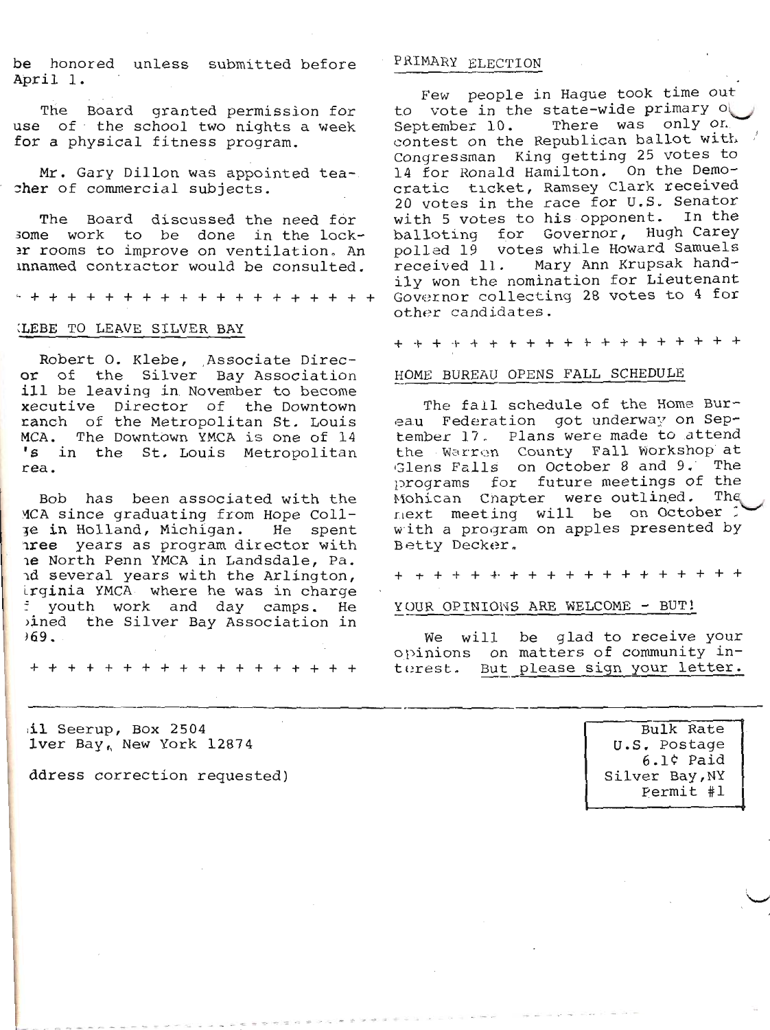be honored unless submitted before April 1.

The Board granted permission for use of the school two nights a week for a physical fitness program.

Mr. Gary Dillon was appointed teacher of commercial subjects.

The Board discussed the need for some work to be done in the locker rooms to improve on ventilation. An unnamed contractor would be consulted.

\+ + + + + + + + + + + + + + + + + + + +

## KLEBE TO LEAVE SILVER BAY

Robert O. Klebe, Associate Director of the Silver Bay Association will be leaving in November to become Executive Director of the Downtown Branch of the Metropolitan St. Louis YMCA. The Downtown YMCA is one of 14 Y's in the St. Louis Metropolitan area.

Bob has been associated with the YMCA since graduating from Hope College in Holland, Michigan. He spent three years as program director with the North Penn YMCA in Landsdale, Pa. and several years with the Arlington, Virginia YMCA where he was in charge of youth work and day camps. He joined the Silver Bay Association in 1969.

\+ + + + + + + + + + + + + + + + + + + +

## PRIMARY ELECTION

Few people in Hague took time out to vote in the state-wide primary on September 10. There was only one contest on the Republican ballot with Congressman King getting 25 votes to 14 for Ronald Hamilton. On the Democratic ticket, Ramsey Clark received 20 votes in the race for U.S. Senator with 5 votes to his opponent. In the balloting for Governor, Hugh Carey polled 19 votes while Howard Samuels received 11. Mary Ann Krupsak handily won the nomination for Lieutenant Governor collecting 28 votes to 4 for other candidates.

\+ + + + + + + + + + + + + + + + + + + +

## HOME BUREAU OPENS FALL SCHEDULE

The fall schedule of the Home Bureau Federation got underway on September 17. Plans were made to attend the Warren County Fall Workshop at Glens Falls on October 8 and 9. The programs for future meetings of the Mohican Chapter were outlined. The next meeting will be on October with a program on apples presented by Betty Decker.

\+ + + + + + + + + + + + + + + + + + + +

## YOUR OPINIONS ARE WELCOME - BUT!

We will be glad to receive your opinions on matters of community interest. <u>But please sign your letter.</u>

---

Gil Seerup, Box 2504
Silver Bay, New York 12874

(Address correction requested)

| |
|---|
| Bulk Rate |
| U.S. Postage |
| 6.1¢ Paid |
| Silver Bay, NY |
| Permit #1 |